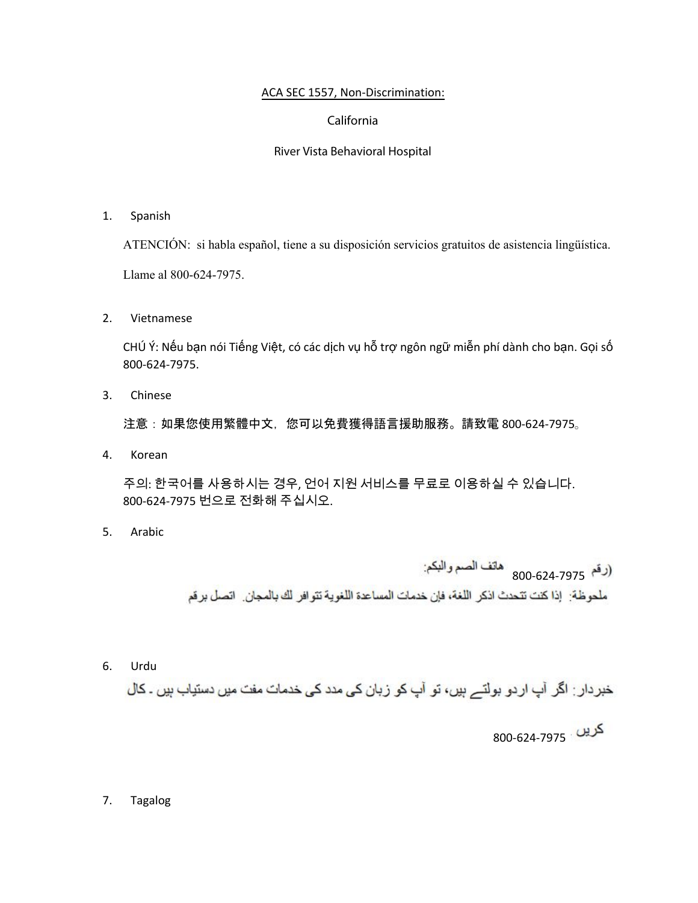ACA SEC 1557, Non-Discrimination:

California

River Vista Behavioral Hospital

1. Spanish

   ATENCIÓN: si habla español, tiene a su disposición servicios gratuitos de asistencia lingüística.

   Llame al 800-624-7975.

2. Vietnamese

   CHÚ Ý: Nếu bạn nói Tiếng Việt, có các dịch vụ hỗ trợ ngôn ngữ miễn phí dành cho bạn. Gọi số 800-624-7975.

3. Chinese

   注意：如果您使用繁體中文，您可以免費獲得語言援助服務。請致電 800-624-7975。

4. Korean

   주의: 한국어를 사용하시는 경우, 언어 지원 서비스를 무료로 이용하실 수 있습니다. 800-624-7975 번으로 전화해 주십시오.

5. Arabic

   ملحوظة: إذا كنت تتحدث اذكر اللغة، فإن خدمات المساعدة اللغوية تتوافر لك بالمجان. اتصل برقم 800-624-7975 (رقم هاتف الصم والبكم:

6. Urdu

   خبردار: اگر آپ اردو بولتے ہیں، تو آپ کو زبان کی مدد کی خدمات مفت میں دستیاب ہیں ۔ کال کریں 800-624-7975

7. Tagalog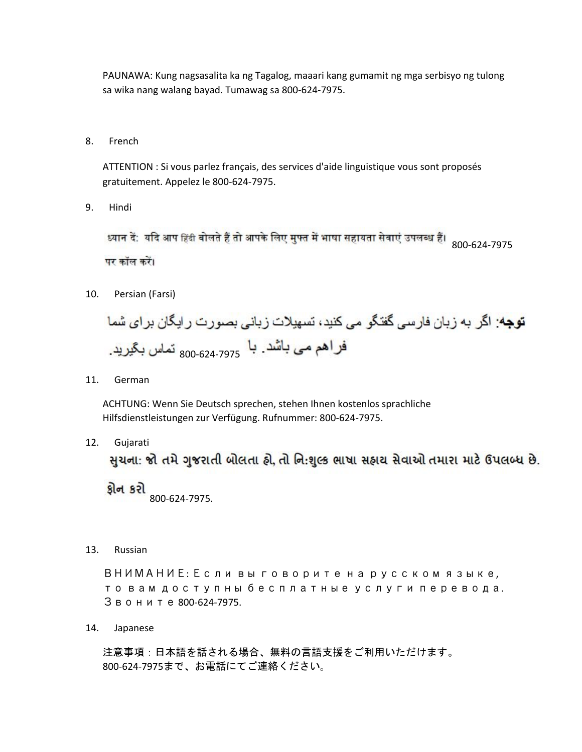PAUNAWA: Kung nagsasalita ka ng Tagalog, maaari kang gumamit ng mga serbisyo ng tulong sa wika nang walang bayad. Tumawag sa 800-624-7975.

8. French

ATTENTION : Si vous parlez français, des services d'aide linguistique vous sont proposés gratuitement. Appelez le 800-624-7975.

9. Hindi

ध्यान दें: यदि आप हिंदी बोलते हैं तो आपके लिए मुफ्त में भाषा सहायता सेवाएं उपलब्ध हैं। 800-624-7975 पर कॉल करें।

10. Persian (Farsi)

**توجه**: اگر به زبان فارسی گفتگو می کنید، تسهیلات زبانی بصورت رایگان برای شما فراهم می باشد. با 800-624-7975 تماس بگیرید.

11. German

ACHTUNG: Wenn Sie Deutsch sprechen, stehen Ihnen kostenlos sprachliche Hilfsdienstleistungen zur Verfügung. Rufnummer: 800-624-7975.

12. Gujarati

સુચના: જો તમે ગુજરાતી બોલતા હો, તો નિ:શુલ્ક ભાષા સહાય સેવાઓ તમારા માટે ઉપલબ્ધ છે. ફોન કરો 800-624-7975.

13. Russian

ВНИМАНИЕ: Если вы говорите на русском языке, то вам доступны бесплатные услуги перевода. Звоните 800-624-7975.

14. Japanese

注意事項：日本語を話される場合、無料の言語支援をご利用いただけます。800-624-7975まで、お電話にてご連絡ください。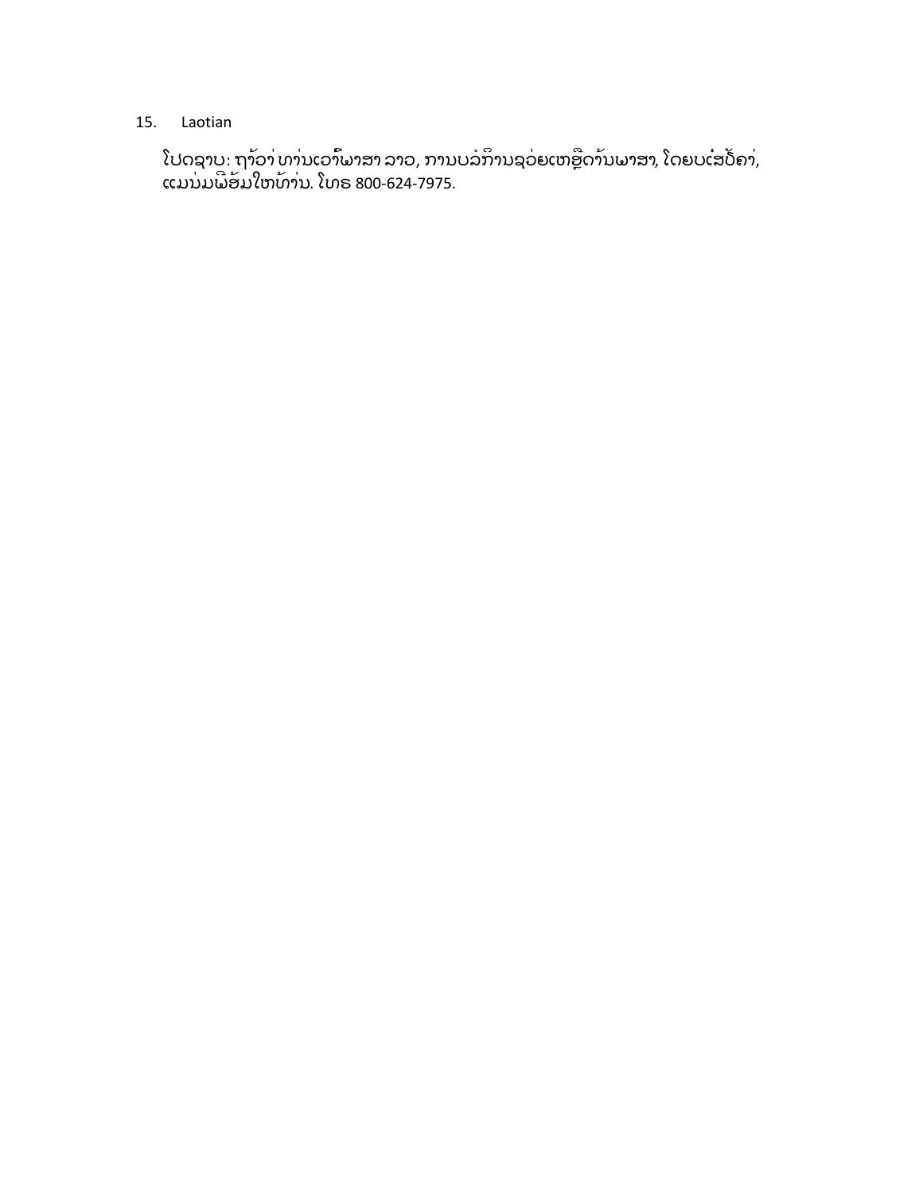15. Laotian

ໂປດຊາບ: ຖ້າວ່າ ທ່ານເວົ້າພາສາ ລາວ, ການບໍລິການຊ່ວຍເຫຼືອດ້ານພາສາ, ໂດຍບໍ່ເສັຽຄ່າ, ແມ່ນມີພ້ອມໃຫ້ທ່ານ. ໂທຣ 800-624-7975.